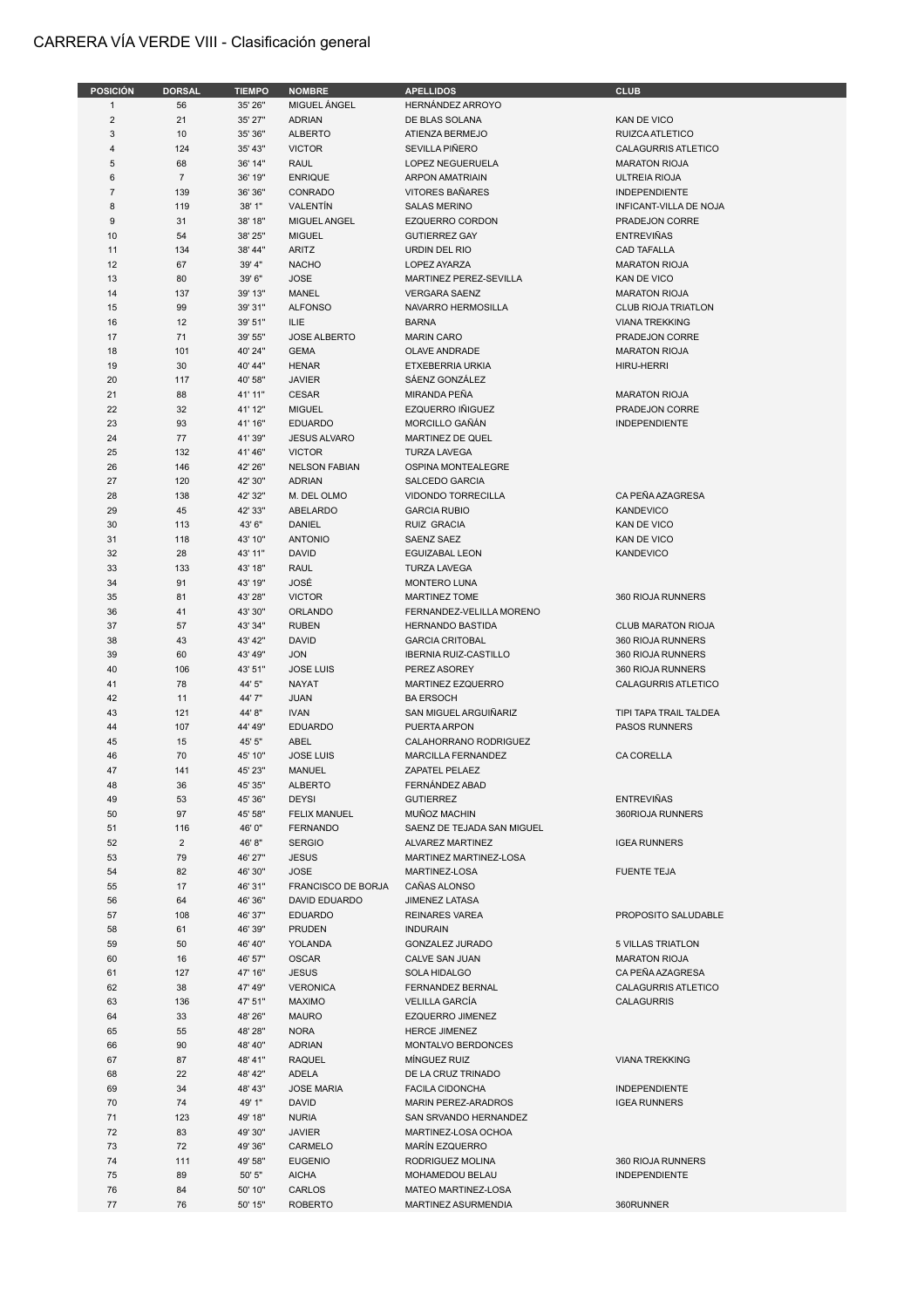# CARRERA VÍA VERDE VIII - Clasificación general

| POSICIÓN | DORSAL | TIEMPO | NOMBRE | APELLIDOS | CLUB |
|---|---|---|---|---|---|
| 1 | 56 | 35' 26" | MIGUEL ÁNGEL | HERNÁNDEZ ARROYO | |
| 2 | 21 | 35' 27" | ADRIAN | DE BLAS SOLANA | KAN DE VICO |
| 3 | 10 | 35' 36" | ALBERTO | ATIENZA BERMEJO | RUIZCA ATLETICO |
| 4 | 124 | 35' 43" | VICTOR | SEVILLA PIÑERO | CALAGURRIS ATLETICO |
| 5 | 68 | 36' 14" | RAUL | LOPEZ NEGUERUELA | MARATON RIOJA |
| 6 | 7 | 36' 19" | ENRIQUE | ARPON AMATRIAIN | ULTREIA RIOJA |
| 7 | 139 | 36' 36" | CONRADO | VITORES BAÑARES | INDEPENDIENTE |
| 8 | 119 | 38' 1" | VALENTÍN | SALAS MERINO | INFICANT-VILLA DE NOJA |
| 9 | 31 | 38' 18" | MIGUEL ANGEL | EZQUERRO CORDON | PRADEJON CORRE |
| 10 | 54 | 38' 25" | MIGUEL | GUTIERREZ GAY | ENTREVIÑAS |
| 11 | 134 | 38' 44" | ARITZ | URDIN DEL RIO | CAD TAFALLA |
| 12 | 67 | 39' 4" | NACHO | LOPEZ AYARZA | MARATON RIOJA |
| 13 | 80 | 39' 6" | JOSE | MARTINEZ PEREZ-SEVILLA | KAN DE VICO |
| 14 | 137 | 39' 13" | MANEL | VERGARA SAENZ | MARATON RIOJA |
| 15 | 99 | 39' 31" | ALFONSO | NAVARRO HERMOSILLA | CLUB RIOJA TRIATLON |
| 16 | 12 | 39' 51" | ILIE | BARNA | VIANA TREKKING |
| 17 | 71 | 39' 55" | JOSE ALBERTO | MARIN CARO | PRADEJON CORRE |
| 18 | 101 | 40' 24" | GEMA | OLAVE ANDRADE | MARATON RIOJA |
| 19 | 30 | 40' 44" | HENAR | ETXEBERRIA URKIA | HIRU-HERRI |
| 20 | 117 | 40' 58" | JAVIER | SÁENZ GONZÁLEZ | |
| 21 | 88 | 41' 11" | CESAR | MIRANDA PEÑA | MARATON RIOJA |
| 22 | 32 | 41' 12" | MIGUEL | EZQUERRO IÑIGUEZ | PRADEJON CORRE |
| 23 | 93 | 41' 16" | EDUARDO | MORCILLO GAÑÁN | INDEPENDIENTE |
| 24 | 77 | 41' 39" | JESUS ALVARO | MARTINEZ DE QUEL | |
| 25 | 132 | 41' 46" | VICTOR | TURZA LAVEGA | |
| 26 | 146 | 42' 26" | NELSON FABIAN | OSPINA MONTEALEGRE | |
| 27 | 120 | 42' 30" | ADRIAN | SALCEDO GARCIA | |
| 28 | 138 | 42' 32" | M. DEL OLMO | VIDONDO TORRECILLA | CA PEÑA AZAGRESA |
| 29 | 45 | 42' 33" | ABELARDO | GARCIA RUBIO | KANDEVICO |
| 30 | 113 | 43' 6" | DANIEL | RUIZ GRACIA | KAN DE VICO |
| 31 | 118 | 43' 10" | ANTONIO | SAENZ SAEZ | KAN DE VICO |
| 32 | 28 | 43' 11" | DAVID | EGUIZABAL LEON | KANDEVICO |
| 33 | 133 | 43' 18" | RAUL | TURZA LAVEGA | |
| 34 | 91 | 43' 19" | JOSÉ | MONTERO LUNA | |
| 35 | 81 | 43' 28" | VICTOR | MARTINEZ TOME | 360 RIOJA RUNNERS |
| 36 | 41 | 43' 30" | ORLANDO | FERNANDEZ-VELILLA MORENO | |
| 37 | 57 | 43' 34" | RUBEN | HERNANDO BASTIDA | CLUB MARATON RIOJA |
| 38 | 43 | 43' 42" | DAVID | GARCIA CRITOBAL | 360 RIOJA RUNNERS |
| 39 | 60 | 43' 49" | JON | IBERNIA RUIZ-CASTILLO | 360 RIOJA RUNNERS |
| 40 | 106 | 43' 51" | JOSE LUIS | PEREZ ASOREY | 360 RIOJA RUNNERS |
| 41 | 78 | 44' 5" | NAYAT | MARTINEZ EZQUERRO | CALAGURRIS ATLETICO |
| 42 | 11 | 44' 7" | JUAN | BA ERSOCH | |
| 43 | 121 | 44' 8" | IVAN | SAN MIGUEL ARGUIÑARIZ | TIPI TAPA TRAIL TALDEA |
| 44 | 107 | 44' 49" | EDUARDO | PUERTA ARPON | PASOS RUNNERS |
| 45 | 15 | 45' 5" | ABEL | CALAHORRANO RODRIGUEZ | |
| 46 | 70 | 45' 10" | JOSE LUIS | MARCILLA FERNANDEZ | CA CORELLA |
| 47 | 141 | 45' 23" | MANUEL | ZAPATEL PELAEZ | |
| 48 | 36 | 45' 35" | ALBERTO | FERNÁNDEZ ABAD | |
| 49 | 53 | 45' 36" | DEYSI | GUTIERREZ | ENTREVIÑAS |
| 50 | 97 | 45' 58" | FELIX MANUEL | MUÑOZ MACHIN | 360RIOJA RUNNERS |
| 51 | 116 | 46' 0" | FERNANDO | SAENZ DE TEJADA SAN MIGUEL | |
| 52 | 2 | 46' 8" | SERGIO | ALVAREZ MARTINEZ | IGEA RUNNERS |
| 53 | 79 | 46' 27" | JESUS | MARTINEZ MARTINEZ-LOSA | |
| 54 | 82 | 46' 30" | JOSE | MARTINEZ-LOSA | FUENTE TEJA |
| 55 | 17 | 46' 31" | FRANCISCO DE BORJA | CAÑAS ALONSO | |
| 56 | 64 | 46' 36" | DAVID EDUARDO | JIMENEZ LATASA | |
| 57 | 108 | 46' 37" | EDUARDO | REINARES VAREA | PROPOSITO SALUDABLE |
| 58 | 61 | 46' 39" | PRUDEN | INDURAIN | |
| 59 | 50 | 46' 40" | YOLANDA | GONZALEZ JURADO | 5 VILLAS TRIATLON |
| 60 | 16 | 46' 57" | OSCAR | CALVE SAN JUAN | MARATON RIOJA |
| 61 | 127 | 47' 16" | JESUS | SOLA HIDALGO | CA PEÑA AZAGRESA |
| 62 | 38 | 47' 49" | VERONICA | FERNANDEZ BERNAL | CALAGURRIS ATLETICO |
| 63 | 136 | 47' 51" | MAXIMO | VELILLA GARCÍA | CALAGURRIS |
| 64 | 33 | 48' 26" | MAURO | EZQUERRO JIMENEZ | |
| 65 | 55 | 48' 28" | NORA | HERCE JIMENEZ | |
| 66 | 90 | 48' 40" | ADRIAN | MONTALVO BERDONCES | |
| 67 | 87 | 48' 41" | RAQUEL | MÍNGUEZ RUIZ | VIANA TREKKING |
| 68 | 22 | 48' 42" | ADELA | DE LA CRUZ TRINADO | |
| 69 | 34 | 48' 43" | JOSE MARIA | FACILA CIDONCHA | INDEPENDIENTE |
| 70 | 74 | 49' 1" | DAVID | MARIN PEREZ-ARADROS | IGEA RUNNERS |
| 71 | 123 | 49' 18" | NURIA | SAN SRVANDO HERNANDEZ | |
| 72 | 83 | 49' 30" | JAVIER | MARTINEZ-LOSA OCHOA | |
| 73 | 72 | 49' 36" | CARMELO | MARÍN EZQUERRO | |
| 74 | 111 | 49' 58" | EUGENIO | RODRIGUEZ MOLINA | 360 RIOJA RUNNERS |
| 75 | 89 | 50' 5" | AICHA | MOHAMEDOU BELAU | INDEPENDIENTE |
| 76 | 84 | 50' 10" | CARLOS | MATEO MARTINEZ-LOSA | |
| 77 | 76 | 50' 15" | ROBERTO | MARTINEZ ASURMENDIA | 360RUNNER |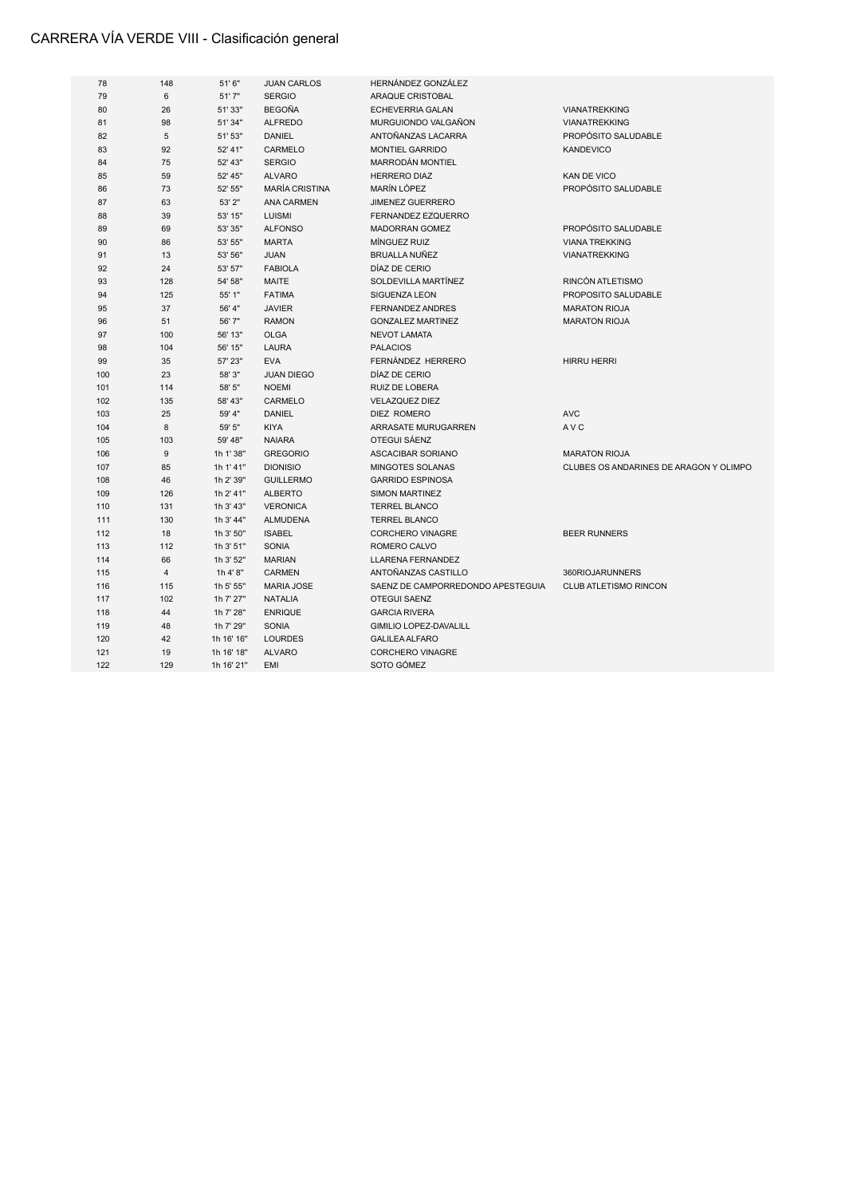# CARRERA VÍA VERDE VIII - Clasificación general

| | | | | | |
|---|---|---|---|---|---|
| 78 | 148 | 51' 6" | JUAN CARLOS | HERNÁNDEZ GONZÁLEZ | |
| 79 | 6 | 51' 7" | SERGIO | ARAQUE CRISTOBAL | |
| 80 | 26 | 51' 33" | BEGOÑA | ECHEVERRIA GALAN | VIANATREKKING |
| 81 | 98 | 51' 34" | ALFREDO | MURGUIONDO VALGAÑON | VIANATREKKING |
| 82 | 5 | 51' 53" | DANIEL | ANTOÑANZAS LACARRA | PROPÓSITO SALUDABLE |
| 83 | 92 | 52' 41" | CARMELO | MONTIEL GARRIDO | KANDEVICO |
| 84 | 75 | 52' 43" | SERGIO | MARRODÁN MONTIEL | |
| 85 | 59 | 52' 45" | ALVARO | HERRERO DIAZ | KAN DE VICO |
| 86 | 73 | 52' 55" | MARÍA CRISTINA | MARÍN LÓPEZ | PROPÓSITO SALUDABLE |
| 87 | 63 | 53' 2" | ANA CARMEN | JIMENEZ GUERRERO | |
| 88 | 39 | 53' 15" | LUISMI | FERNANDEZ EZQUERRO | |
| 89 | 69 | 53' 35" | ALFONSO | MADORRAN GOMEZ | PROPÓSITO SALUDABLE |
| 90 | 86 | 53' 55" | MARTA | MÍNGUEZ RUIZ | VIANA TREKKING |
| 91 | 13 | 53' 56" | JUAN | BRUALLA NUÑEZ | VIANATREKKING |
| 92 | 24 | 53' 57" | FABIOLA | DÍAZ DE CERIO | |
| 93 | 128 | 54' 58" | MAITE | SOLDEVILLA MARTÍNEZ | RINCÓN ATLETISMO |
| 94 | 125 | 55' 1" | FATIMA | SIGUENZA LEON | PROPOSITO SALUDABLE |
| 95 | 37 | 56' 4" | JAVIER | FERNANDEZ ANDRES | MARATON RIOJA |
| 96 | 51 | 56' 7" | RAMON | GONZALEZ MARTINEZ | MARATON RIOJA |
| 97 | 100 | 56' 13" | OLGA | NEVOT LAMATA | |
| 98 | 104 | 56' 15" | LAURA | PALACIOS | |
| 99 | 35 | 57' 23" | EVA | FERNÁNDEZ HERRERO | HIRRU HERRI |
| 100 | 23 | 58' 3" | JUAN DIEGO | DÍAZ DE CERIO | |
| 101 | 114 | 58' 5" | NOEMI | RUIZ DE LOBERA | |
| 102 | 135 | 58' 43" | CARMELO | VELAZQUEZ DIEZ | |
| 103 | 25 | 59' 4" | DANIEL | DIEZ ROMERO | AVC |
| 104 | 8 | 59' 5" | KIYA | ARRASATE MURUGARREN | A V C |
| 105 | 103 | 59' 48" | NAIARA | OTEGUI SÁENZ | |
| 106 | 9 | 1h 1' 38" | GREGORIO | ASCACIBAR SORIANO | MARATON RIOJA |
| 107 | 85 | 1h 1' 41" | DIONISIO | MINGOTES SOLANAS | CLUBES OS ANDARINES DE ARAGON Y OLIMPO |
| 108 | 46 | 1h 2' 39" | GUILLERMO | GARRIDO ESPINOSA | |
| 109 | 126 | 1h 2' 41" | ALBERTO | SIMON MARTINEZ | |
| 110 | 131 | 1h 3' 43" | VERONICA | TERREL BLANCO | |
| 111 | 130 | 1h 3' 44" | ALMUDENA | TERREL BLANCO | |
| 112 | 18 | 1h 3' 50" | ISABEL | CORCHERO VINAGRE | BEER RUNNERS |
| 113 | 112 | 1h 3' 51" | SONIA | ROMERO CALVO | |
| 114 | 66 | 1h 3' 52" | MARIAN | LLARENA FERNANDEZ | |
| 115 | 4 | 1h 4' 8" | CARMEN | ANTOÑANZAS CASTILLO | 360RIOJARUNNERS |
| 116 | 115 | 1h 5' 55" | MARIA JOSE | SAENZ DE CAMPORREDONDO APESTEGUIA | CLUB ATLETISMO RINCON |
| 117 | 102 | 1h 7' 27" | NATALIA | OTEGUI SAENZ | |
| 118 | 44 | 1h 7' 28" | ENRIQUE | GARCIA RIVERA | |
| 119 | 48 | 1h 7' 29" | SONIA | GIMILIO LOPEZ-DAVALILL | |
| 120 | 42 | 1h 16' 16" | LOURDES | GALILEA ALFARO | |
| 121 | 19 | 1h 16' 18" | ALVARO | CORCHERO VINAGRE | |
| 122 | 129 | 1h 16' 21" | EMI | SOTO GÓMEZ | |